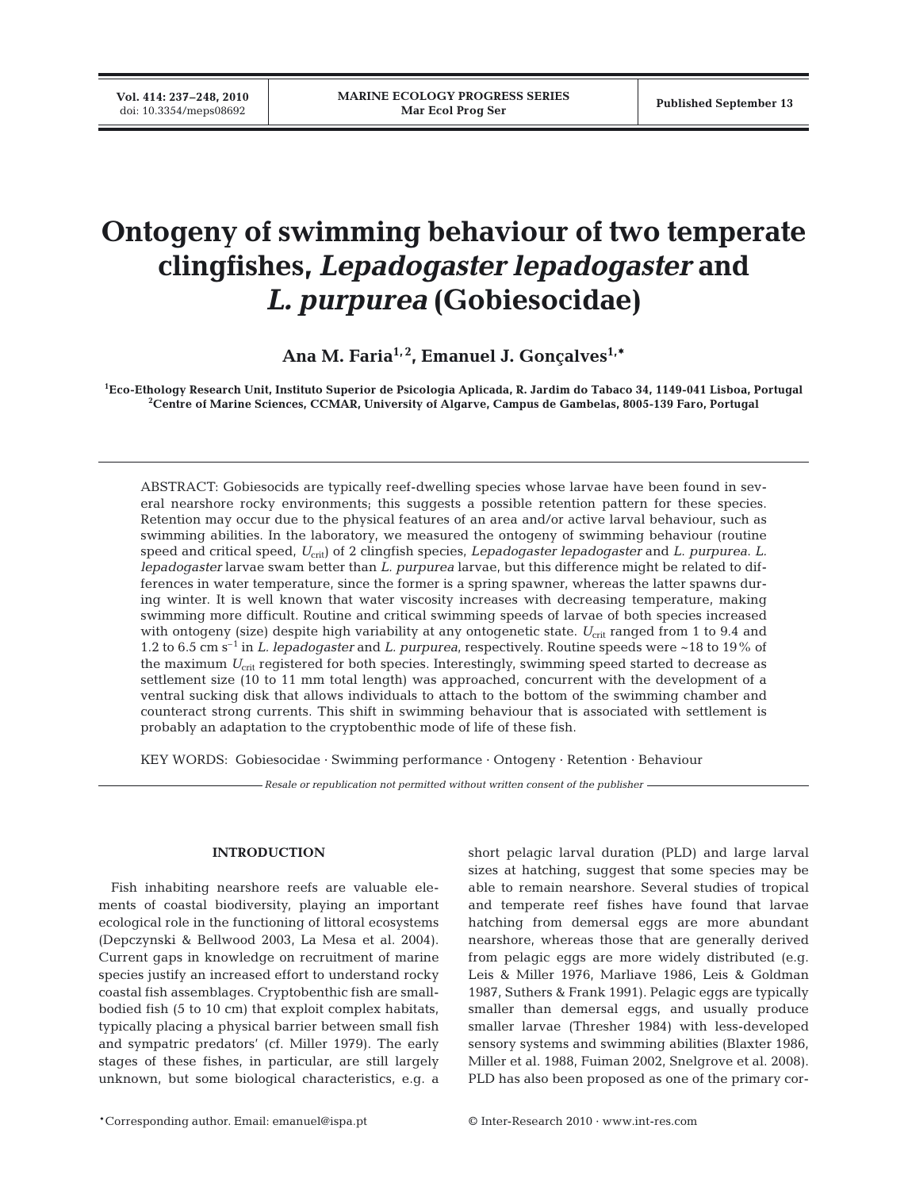# Ontogeny of swimming behaviour of two temperate clingfishes, *Lepadogaster lepadogaster* and *L. purpurea* (Gobiesocidae)

**Ana M. Faria[1,2], Emanuel J. Gonçalves[1,*]**

[1]Eco-Ethology Research Unit, Instituto Superior de Psicologia Aplicada, R. Jardim do Tabaco 34, 1149-041 Lisboa, Portugal
[2]Centre of Marine Sciences, CCMAR, University of Algarve, Campus de Gambelas, 8005-139 Faro, Portugal

ABSTRACT: Gobiesocids are typically reef-dwelling species whose larvae have been found in several nearshore rocky environments; this suggests a possible retention pattern for these species. Retention may occur due to the physical features of an area and/or active larval behaviour, such as swimming abilities. In the laboratory, we measured the ontogeny of swimming behaviour (routine speed and critical speed, $U_{crit}$) of 2 clingfish species, *Lepadogaster lepadogaster* and *L. purpurea*. *L. lepadogaster* larvae swam better than *L. purpurea* larvae, but this difference might be related to differences in water temperature, since the former is a spring spawner, whereas the latter spawns during winter. It is well known that water viscosity increases with decreasing temperature, making swimming more difficult. Routine and critical swimming speeds of larvae of both species increased with ontogeny (size) despite high variability at any ontogenetic state. $U_{crit}$ ranged from 1 to 9.4 and 1.2 to 6.5 cm s$^{-1}$ in *L. lepadogaster* and *L. purpurea*, respectively. Routine speeds were ~18 to 19% of the maximum $U_{crit}$ registered for both species. Interestingly, swimming speed started to decrease as settlement size (10 to 11 mm total length) was approached, concurrent with the development of a ventral sucking disk that allows individuals to attach to the bottom of the swimming chamber and counteract strong currents. This shift in swimming behaviour that is associated with settlement is probably an adaptation to the cryptobenthic mode of life of these fish.

KEY WORDS: Gobiesocidae · Swimming performance · Ontogeny · Retention · Behaviour

*Resale or republication not permitted without written consent of the publisher*

## INTRODUCTION

Fish inhabiting nearshore reefs are valuable elements of coastal biodiversity, playing an important ecological role in the functioning of littoral ecosystems (Depczynski & Bellwood 2003, La Mesa et al. 2004). Current gaps in knowledge on recruitment of marine species justify an increased effort to understand rocky coastal fish assemblages. Cryptobenthic fish are small-bodied fish (5 to 10 cm) that exploit complex habitats, typically placing a physical barrier between small fish and sympatric predators' (cf. Miller 1979). The early stages of these fishes, in particular, are still largely unknown, but some biological characteristics, e.g. a short pelagic larval duration (PLD) and large larval sizes at hatching, suggest that some species may be able to remain nearshore. Several studies of tropical and temperate reef fishes have found that larvae hatching from demersal eggs are more abundant nearshore, whereas those that are generally derived from pelagic eggs are more widely distributed (e.g. Leis & Miller 1976, Marliave 1986, Leis & Goldman 1987, Suthers & Frank 1991). Pelagic eggs are typically smaller than demersal eggs, and usually produce smaller larvae (Thresher 1984) with less-developed sensory systems and swimming abilities (Blaxter 1986, Miller et al. 1988, Fuiman 2002, Snelgrove et al. 2008). PLD has also been proposed as one of the primary cor-

*Corresponding author. Email: emanuel@ispa.pt

© Inter-Research 2010 · www.int-res.com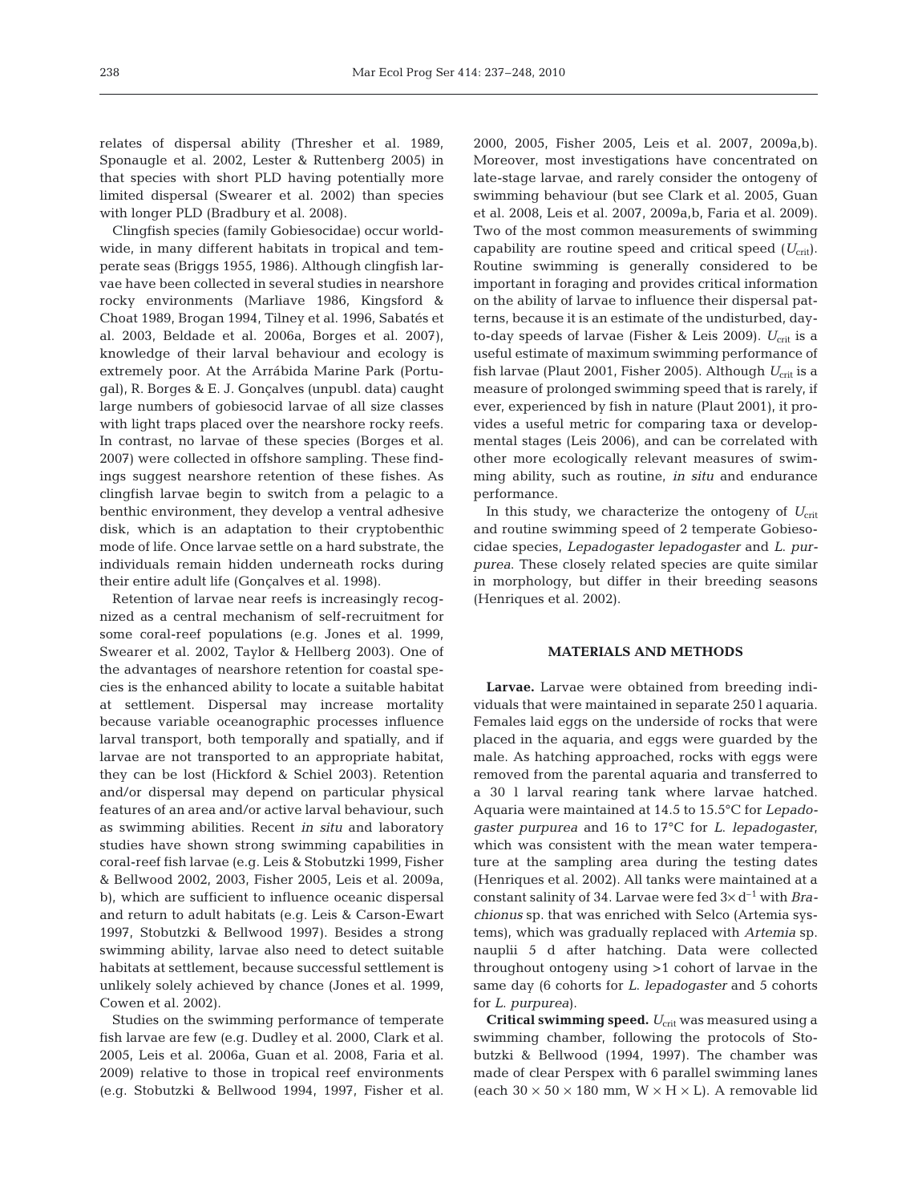relates of dispersal ability (Thresher et al. 1989, Sponaugle et al. 2002, Lester & Ruttenberg 2005) in that species with short PLD having potentially more limited dispersal (Swearer et al. 2002) than species with longer PLD (Bradbury et al. 2008).

Clingfish species (family Gobiesocidae) occur worldwide, in many different habitats in tropical and temperate seas (Briggs 1955, 1986). Although clingfish larvae have been collected in several studies in nearshore rocky environments (Marliave 1986, Kingsford & Choat 1989, Brogan 1994, Tilney et al. 1996, Sabatés et al. 2003, Beldade et al. 2006a, Borges et al. 2007), knowledge of their larval behaviour and ecology is extremely poor. At the Arrábida Marine Park (Portugal), R. Borges & E. J. Gonçalves (unpubl. data) caught large numbers of gobiesocid larvae of all size classes with light traps placed over the nearshore rocky reefs. In contrast, no larvae of these species (Borges et al. 2007) were collected in offshore sampling. These findings suggest nearshore retention of these fishes. As clingfish larvae begin to switch from a pelagic to a benthic environment, they develop a ventral adhesive disk, which is an adaptation to their cryptobenthic mode of life. Once larvae settle on a hard substrate, the individuals remain hidden underneath rocks during their entire adult life (Gonçalves et al. 1998).

Retention of larvae near reefs is increasingly recognized as a central mechanism of self-recruitment for some coral-reef populations (e.g. Jones et al. 1999, Swearer et al. 2002, Taylor & Hellberg 2003). One of the advantages of nearshore retention for coastal species is the enhanced ability to locate a suitable habitat at settlement. Dispersal may increase mortality because variable oceanographic processes influence larval transport, both temporally and spatially, and if larvae are not transported to an appropriate habitat, they can be lost (Hickford & Schiel 2003). Retention and/or dispersal may depend on particular physical features of an area and/or active larval behaviour, such as swimming abilities. Recent *in situ* and laboratory studies have shown strong swimming capabilities in coral-reef fish larvae (e.g. Leis & Stobutzki 1999, Fisher & Bellwood 2002, 2003, Fisher 2005, Leis et al. 2009a, b), which are sufficient to influence oceanic dispersal and return to adult habitats (e.g. Leis & Carson-Ewart 1997, Stobutzki & Bellwood 1997). Besides a strong swimming ability, larvae also need to detect suitable habitats at settlement, because successful settlement is unlikely solely achieved by chance (Jones et al. 1999, Cowen et al. 2002).

Studies on the swimming performance of temperate fish larvae are few (e.g. Dudley et al. 2000, Clark et al. 2005, Leis et al. 2006a, Guan et al. 2008, Faria et al. 2009) relative to those in tropical reef environments (e.g. Stobutzki & Bellwood 1994, 1997, Fisher et al. 2000, 2005, Fisher 2005, Leis et al. 2007, 2009a,b). Moreover, most investigations have concentrated on late-stage larvae, and rarely consider the ontogeny of swimming behaviour (but see Clark et al. 2005, Guan et al. 2008, Leis et al. 2007, 2009a,b, Faria et al. 2009). Two of the most common measurements of swimming capability are routine speed and critical speed ($U_{crit}$). Routine swimming is generally considered to be important in foraging and provides critical information on the ability of larvae to influence their dispersal patterns, because it is an estimate of the undisturbed, day-to-day speeds of larvae (Fisher & Leis 2009). $U_{crit}$ is a useful estimate of maximum swimming performance of fish larvae (Plaut 2001, Fisher 2005). Although $U_{crit}$ is a measure of prolonged swimming speed that is rarely, if ever, experienced by fish in nature (Plaut 2001), it provides a useful metric for comparing taxa or developmental stages (Leis 2006), and can be correlated with other more ecologically relevant measures of swimming ability, such as routine, *in situ* and endurance performance.

In this study, we characterize the ontogeny of $U_{crit}$ and routine swimming speed of 2 temperate Gobiesocidae species, *Lepadogaster lepadogaster* and *L. purpurea*. These closely related species are quite similar in morphology, but differ in their breeding seasons (Henriques et al. 2002).

## MATERIALS AND METHODS

**Larvae.** Larvae were obtained from breeding individuals that were maintained in separate 250 l aquaria. Females laid eggs on the underside of rocks that were placed in the aquaria, and eggs were guarded by the male. As hatching approached, rocks with eggs were removed from the parental aquaria and transferred to a 30 l larval rearing tank where larvae hatched. Aquaria were maintained at 14.5 to 15.5°C for *Lepadogaster purpurea* and 16 to 17°C for *L. lepadogaster*, which was consistent with the mean water temperature at the sampling area during the testing dates (Henriques et al. 2002). All tanks were maintained at a constant salinity of 34. Larvae were fed $3\times$ d$^{-1}$ with *Brachionus* sp. that was enriched with Selco (Artemia systems), which was gradually replaced with *Artemia* sp. nauplii 5 d after hatching. Data were collected throughout ontogeny using >1 cohort of larvae in the same day (6 cohorts for *L. lepadogaster* and 5 cohorts for *L. purpurea*).

**Critical swimming speed.** $U_{crit}$ was measured using a swimming chamber, following the protocols of Stobutzki & Bellwood (1994, 1997). The chamber was made of clear Perspex with 6 parallel swimming lanes (each 30 × 50 × 180 mm, W × H × L). A removable lid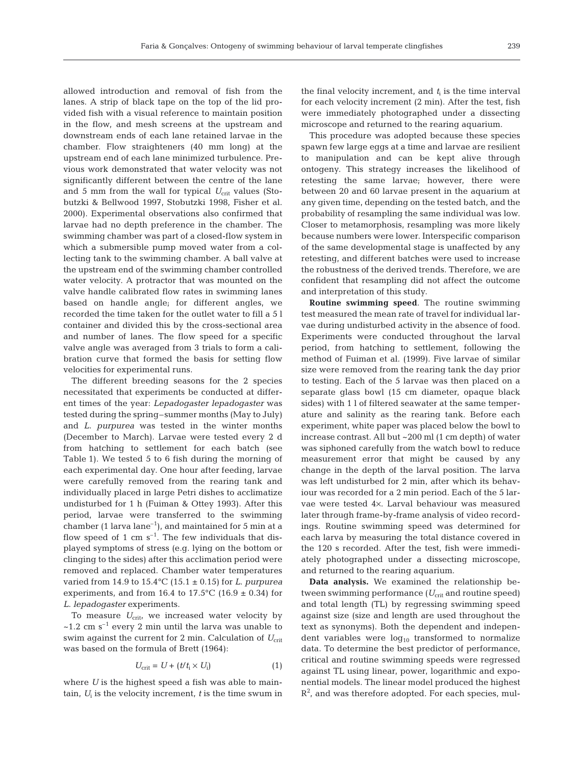allowed introduction and removal of fish from the lanes. A strip of black tape on the top of the lid provided fish with a visual reference to maintain position in the flow, and mesh screens at the upstream and downstream ends of each lane retained larvae in the chamber. Flow straighteners (40 mm long) at the upstream end of each lane minimized turbulence. Previous work demonstrated that water velocity was not significantly different between the centre of the lane and 5 mm from the wall for typical $U_{crit}$ values (Stobutzki & Bellwood 1997, Stobutzki 1998, Fisher et al. 2000). Experimental observations also confirmed that larvae had no depth preference in the chamber. The swimming chamber was part of a closed-flow system in which a submersible pump moved water from a collecting tank to the swimming chamber. A ball valve at the upstream end of the swimming chamber controlled water velocity. A protractor that was mounted on the valve handle calibrated flow rates in swimming lanes based on handle angle; for different angles, we recorded the time taken for the outlet water to fill a 5 l container and divided this by the cross-sectional area and number of lanes. The flow speed for a specific valve angle was averaged from 3 trials to form a calibration curve that formed the basis for setting flow velocities for experimental runs.

The different breeding seasons for the 2 species necessitated that experiments be conducted at different times of the year: *Lepadogaster lepadogaster* was tested during the spring–summer months (May to July) and *L. purpurea* was tested in the winter months (December to March). Larvae were tested every 2 d from hatching to settlement for each batch (see Table 1). We tested 5 to 6 fish during the morning of each experimental day. One hour after feeding, larvae were carefully removed from the rearing tank and individually placed in large Petri dishes to acclimatize undisturbed for 1 h (Fuiman & Ottey 1993). After this period, larvae were transferred to the swimming chamber (1 larva lane$^{-1}$), and maintained for 5 min at a flow speed of 1 cm s$^{-1}$. The few individuals that displayed symptoms of stress (e.g. lying on the bottom or clinging to the sides) after this acclimation period were removed and replaced. Chamber water temperatures varied from 14.9 to 15.4°C (15.1 ± 0.15) for *L. purpurea* experiments, and from 16.4 to 17.5°C (16.9 ± 0.34) for *L. lepadogaster* experiments.

To measure $U_{crit}$, we increased water velocity by ~1.2 cm s$^{-1}$ every 2 min until the larva was unable to swim against the current for 2 min. Calculation of $U_{crit}$ was based on the formula of Brett (1964):

$$U_{crit} = U + (t/t_i \times U_i) \quad (1)$$

where $U$ is the highest speed a fish was able to maintain, $U_i$ is the velocity increment, $t$ is the time swum in the final velocity increment, and $t_i$ is the time interval for each velocity increment (2 min). After the test, fish were immediately photographed under a dissecting microscope and returned to the rearing aquarium.

This procedure was adopted because these species spawn few large eggs at a time and larvae are resilient to manipulation and can be kept alive through ontogeny. This strategy increases the likelihood of retesting the same larvae; however, there were between 20 and 60 larvae present in the aquarium at any given time, depending on the tested batch, and the probability of resampling the same individual was low. Closer to metamorphosis, resampling was more likely because numbers were lower. Interspecific comparison of the same developmental stage is unaffected by any retesting, and different batches were used to increase the robustness of the derived trends. Therefore, we are confident that resampling did not affect the outcome and interpretation of this study.

**Routine swimming speed**. The routine swimming test measured the mean rate of travel for individual larvae during undisturbed activity in the absence of food. Experiments were conducted throughout the larval period, from hatching to settlement, following the method of Fuiman et al. (1999). Five larvae of similar size were removed from the rearing tank the day prior to testing. Each of the 5 larvae was then placed on a separate glass bowl (15 cm diameter, opaque black sides) with 1 l of filtered seawater at the same temperature and salinity as the rearing tank. Before each experiment, white paper was placed below the bowl to increase contrast. All but ~200 ml (1 cm depth) of water was siphoned carefully from the watch bowl to reduce measurement error that might be caused by any change in the depth of the larval position. The larva was left undisturbed for 2 min, after which its behaviour was recorded for a 2 min period. Each of the 5 larvae were tested 4×. Larval behaviour was measured later through frame-by-frame analysis of video recordings. Routine swimming speed was determined for each larva by measuring the total distance covered in the 120 s recorded. After the test, fish were immediately photographed under a dissecting microscope, and returned to the rearing aquarium.

**Data analysis.** We examined the relationship between swimming performance ($U_{crit}$ and routine speed) and total length (TL) by regressing swimming speed against size (size and length are used throughout the text as synonyms). Both the dependent and independent variables were $\log_{10}$ transformed to normalize data. To determine the best predictor of performance, critical and routine swimming speeds were regressed against TL using linear, power, logarithmic and exponential models. The linear model produced the highest $R^2$, and was therefore adopted. For each species, mul-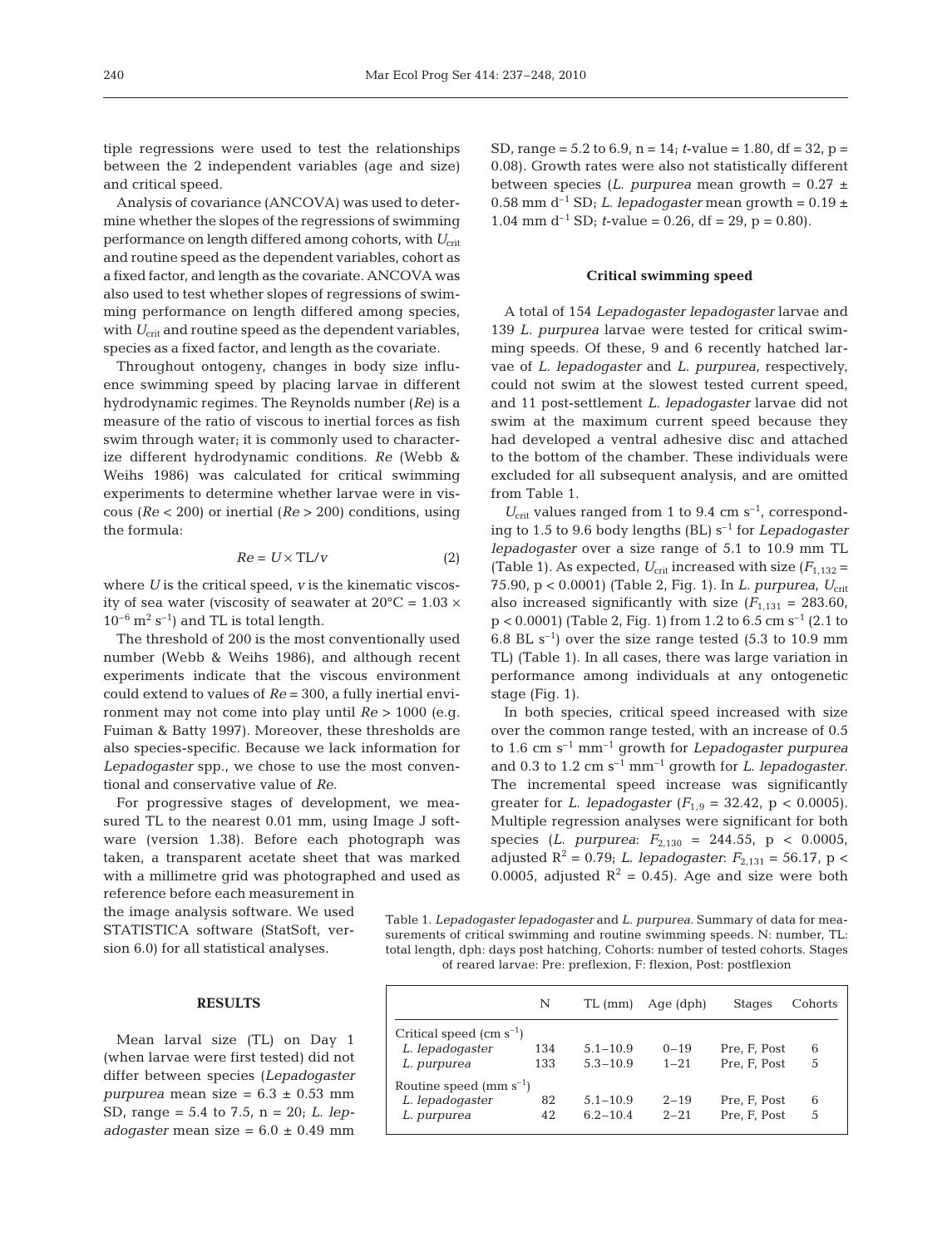tiple regressions were used to test the relationships between the 2 independent variables (age and size) and critical speed.

Analysis of covariance (ANCOVA) was used to determine whether the slopes of the regressions of swimming performance on length differed among cohorts, with $U_{crit}$ and routine speed as the dependent variables, cohort as a fixed factor, and length as the covariate. ANCOVA was also used to test whether slopes of regressions of swimming performance on length differed among species, with $U_{crit}$ and routine speed as the dependent variables, species as a fixed factor, and length as the covariate.

Throughout ontogeny, changes in body size influence swimming speed by placing larvae in different hydrodynamic regimes. The Reynolds number (*Re*) is a measure of the ratio of viscous to inertial forces as fish swim through water; it is commonly used to characterize different hydrodynamic conditions. *Re* (Webb & Weihs 1986) was calculated for critical swimming experiments to determine whether larvae were in viscous ($Re < 200$) or inertial ($Re > 200$) conditions, using the formula:

$$Re = U \times \mathrm{TL}/v \qquad (2)$$

where $U$ is the critical speed, $v$ is the kinematic viscosity of sea water (viscosity of seawater at 20°C = $1.03 \times 10^{-6}$ m$^2$ s$^{-1}$) and TL is total length.

The threshold of 200 is the most conventionally used number (Webb & Weihs 1986), and although recent experiments indicate that the viscous environment could extend to values of $Re = 300$, a fully inertial environment may not come into play until $Re > 1000$ (e.g. Fuiman & Batty 1997). Moreover, these thresholds are also species-specific. Because we lack information for *Lepadogaster* spp., we chose to use the most conventional and conservative value of *Re*.

For progressive stages of development, we measured TL to the nearest 0.01 mm, using Image J software (version 1.38). Before each photograph was taken, a transparent acetate sheet that was marked with a millimetre grid was photographed and used as reference before each measurement in the image analysis software. We used STATISTICA software (StatSoft, version 6.0) for all statistical analyses.

## RESULTS

Mean larval size (TL) on Day 1 (when larvae were first tested) did not differ between species (*Lepadogaster purpurea* mean size = 6.3 ± 0.53 mm SD, range = 5.4 to 7.5, n = 20; *L. lepadogaster* mean size = 6.0 ± 0.49 mm SD, range = 5.2 to 6.9, n = 14; *t*-value = 1.80, df = 32, p = 0.08). Growth rates were also not statistically different between species (*L. purpurea* mean growth = 0.27 ± 0.58 mm d$^{-1}$ SD; *L. lepadogaster* mean growth = 0.19 ± 1.04 mm d$^{-1}$ SD; *t*-value = 0.26, df = 29, p = 0.80).

### Critical swimming speed

A total of 154 *Lepadogaster lepadogaster* larvae and 139 *L. purpurea* larvae were tested for critical swimming speeds. Of these, 9 and 6 recently hatched larvae of *L. lepadogaster* and *L. purpurea*, respectively, could not swim at the slowest tested current speed, and 11 post-settlement *L. lepadogaster* larvae did not swim at the maximum current speed because they had developed a ventral adhesive disc and attached to the bottom of the chamber. These individuals were excluded for all subsequent analysis, and are omitted from Table 1.

$U_{crit}$ values ranged from 1 to 9.4 cm s$^{-1}$, corresponding to 1.5 to 9.6 body lengths (BL) s$^{-1}$ for *Lepadogaster lepadogaster* over a size range of 5.1 to 10.9 mm TL (Table 1). As expected, $U_{crit}$ increased with size ($F_{1,132} = 75.90$, $p < 0.0001$) (Table 2, Fig. 1). In *L. purpurea*, $U_{crit}$ also increased significantly with size ($F_{1,131} = 283.60$, $p < 0.0001$) (Table 2, Fig. 1) from 1.2 to 6.5 cm s$^{-1}$ (2.1 to 6.8 BL s$^{-1}$) over the size range tested (5.3 to 10.9 mm TL) (Table 1). In all cases, there was large variation in performance among individuals at any ontogenetic stage (Fig. 1).

In both species, critical speed increased with size over the common range tested, with an increase of 0.5 to 1.6 cm s$^{-1}$ mm$^{-1}$ growth for *Lepadogaster purpurea* and 0.3 to 1.2 cm s$^{-1}$ mm$^{-1}$ growth for *L. lepadogaster*. The incremental speed increase was significantly greater for *L. lepadogaster* ($F_{1,9} = 32.42$, $p < 0.0005$). Multiple regression analyses were significant for both species (*L. purpurea*: $F_{2,130} = 244.55$, $p < 0.0005$, adjusted $R^2 = 0.79$; *L. lepadogaster*: $F_{2,131} = 56.17$, $p < 0.0005$, adjusted $R^2 = 0.45$). Age and size were both

Table 1. *Lepadogaster lepadogaster* and *L. purpurea*. Summary of data for measurements of critical swimming and routine swimming speeds. N: number, TL: total length, dph: days post hatching, Cohorts: number of tested cohorts. Stages of reared larvae: Pre: preflexion, F: flexion, Post: postflexion

| | N | TL (mm) | Age (dph) | Stages | Cohorts |
|---|---|---|---|---|---|
| Critical speed (cm s$^{-1}$) | | | | | |
| *L. lepadogaster* | 134 | 5.1–10.9 | 0–19 | Pre, F, Post | 6 |
| *L. purpurea* | 133 | 5.3–10.9 | 1–21 | Pre, F, Post | 5 |
| Routine speed (mm s$^{-1}$) | | | | | |
| *L. lepadogaster* | 82 | 5.1–10.9 | 2–19 | Pre, F, Post | 6 |
| *L. purpurea* | 42 | 6.2–10.4 | 2–21 | Pre, F, Post | 5 |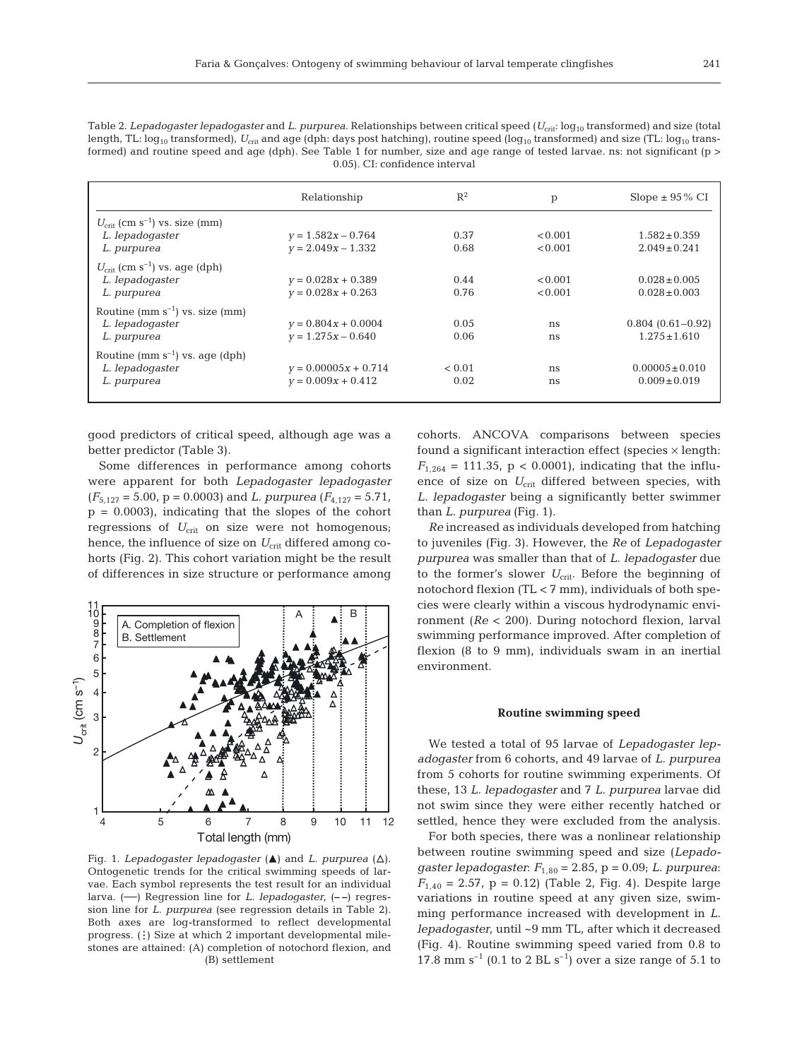Table 2. *Lepadogaster lepadogaster* and *L. purpurea*. Relationships between critical speed ($U_{crit}$: $\log_{10}$ transformed) and size (total length, TL: $\log_{10}$ transformed), $U_{crit}$ and age (dph: days post hatching), routine speed ($\log_{10}$ transformed) and size (TL: $\log_{10}$ transformed) and routine speed and age (dph). See Table 1 for number, size and age range of tested larvae. ns: not significant ($p > 0.05$). CI: confidence interval

| | Relationship | $R^2$ | p | Slope ± 95% CI |
|---|---|---|---|---|
| $U_{crit}$ (cm s$^{-1}$) vs. size (mm) | | | | |
| *L. lepadogaster* | $y = 1.582x - 0.764$ | 0.37 | <0.001 | 1.582 ± 0.359 |
| *L. purpurea* | $y = 2.049x - 1.332$ | 0.68 | <0.001 | 2.049 ± 0.241 |
| $U_{crit}$ (cm s$^{-1}$) vs. age (dph) | | | | |
| *L. lepadogaster* | $y = 0.028x + 0.389$ | 0.44 | <0.001 | 0.028 ± 0.005 |
| *L. purpurea* | $y = 0.028x + 0.263$ | 0.76 | <0.001 | 0.028 ± 0.003 |
| Routine (mm s$^{-1}$) vs. size (mm) | | | | |
| *L. lepadogaster* | $y = 0.804x + 0.0004$ | 0.05 | ns | 0.804 (0.61–0.92) |
| *L. purpurea* | $y = 1.275x - 0.640$ | 0.06 | ns | 1.275 ± 1.610 |
| Routine (mm s$^{-1}$) vs. age (dph) | | | | |
| *L. lepadogaster* | $y = 0.00005x + 0.714$ | < 0.01 | ns | 0.00005 ± 0.010 |
| *L. purpurea* | $y = 0.009x + 0.412$ | 0.02 | ns | 0.009 ± 0.019 |

good predictors of critical speed, although age was a better predictor (Table 3).

Some differences in performance among cohorts were apparent for both *Lepadogaster lepadogaster* ($F_{5,127} = 5.00$, $p = 0.0003$) and *L. purpurea* ($F_{4,127} = 5.71$, $p = 0.0003$), indicating that the slopes of the cohort regressions of $U_{crit}$ on size were not homogenous; hence, the influence of size on $U_{crit}$ differed among cohorts (Fig. 2). This cohort variation might be the result of differences in size structure or performance among cohorts. ANCOVA comparisons between species found a significant interaction effect (species × length: $F_{1,264} = 111.35$, $p < 0.0001$), indicating that the influence of size on $U_{crit}$ differed between species, with *L. lepadogaster* being a significantly better swimmer than *L. purpurea* (Fig. 1).

Fig. 1. *Lepadogaster lepadogaster* (▲) and *L. purpurea* (△). Ontogenetic trends for the critical swimming speeds of larvae. Each symbol represents the test result for an individual larva. (—) Regression line for *L. lepadogaster*, (– –) regression line for *L. purpurea* (see regression details in Table 2). Both axes are log-transformed to reflect developmental progress. (⁝) Size at which 2 important developmental milestones are attained: (A) completion of notochord flexion, and (B) settlement

*Re* increased as individuals developed from hatching to juveniles (Fig. 3). However, the *Re* of *Lepadogaster purpurea* was smaller than that of *L. lepadogaster* due to the former's slower $U_{crit}$. Before the beginning of notochord flexion (TL < 7 mm), individuals of both species were clearly within a viscous hydrodynamic environment (*Re* < 200). During notochord flexion, larval swimming performance improved. After completion of flexion (8 to 9 mm), individuals swam in an inertial environment.

### Routine swimming speed

We tested a total of 95 larvae of *Lepadogaster lepadogaster* from 6 cohorts, and 49 larvae of *L. purpurea* from 5 cohorts for routine swimming experiments. Of these, 13 *L. lepadogaster* and 7 *L. purpurea* larvae did not swim since they were either recently hatched or settled, hence they were excluded from the analysis.

For both species, there was a nonlinear relationship between routine swimming speed and size (*Lepadogaster lepadogaster*: $F_{1,80} = 2.85$, $p = 0.09$; *L. purpurea*: $F_{1,40} = 2.57$, $p = 0.12$) (Table 2, Fig. 4). Despite large variations in routine speed at any given size, swimming performance increased with development in *L. lepadogaster*, until ~9 mm TL, after which it decreased (Fig. 4). Routine swimming speed varied from 0.8 to 17.8 mm s$^{-1}$ (0.1 to 2 BL s$^{-1}$) over a size range of 5.1 to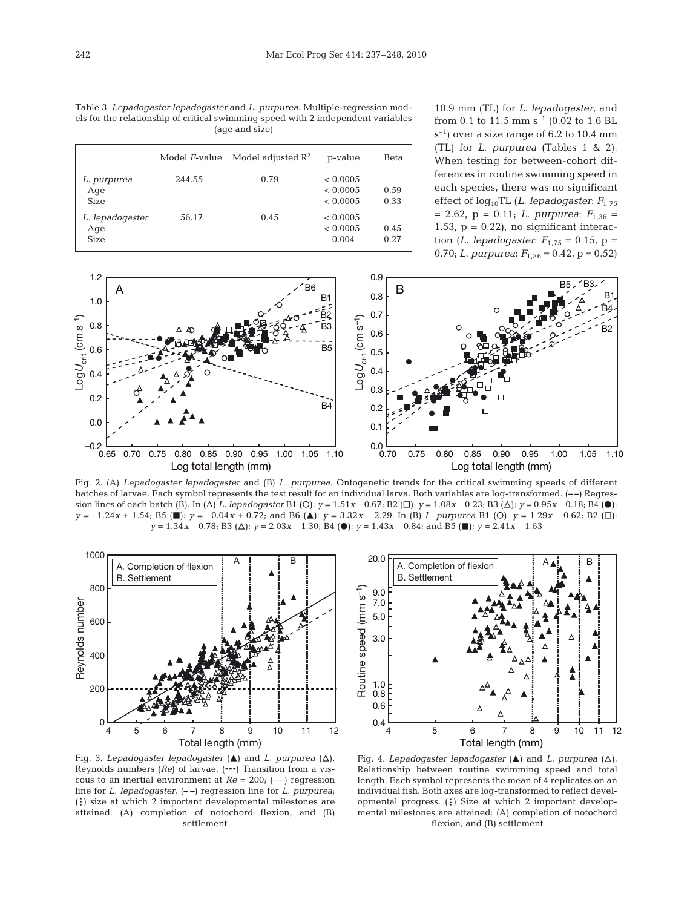Table 3. *Lepadogaster lepadogaster* and *L. purpurea*. Multiple-regression models for the relationship of critical swimming speed with 2 independent variables (age and size)

| | Model *F*-value | Model adjusted $R^2$ | p-value | Beta |
|---|---|---|---|---|
| *L. purpurea* | 244.55 | 0.79 | < 0.0005 | |
| Age | | | < 0.0005 | 0.59 |
| Size | | | < 0.0005 | 0.33 |
| *L. lepadogaster* | 56.17 | 0.45 | < 0.0005 | |
| Age | | | < 0.0005 | 0.45 |
| Size | | | 0.004 | 0.27 |

10.9 mm (TL) for *L. lepadogaster*, and from 0.1 to 11.5 mm $s^{-1}$ (0.02 to 1.6 BL $s^{-1}$) over a size range of 6.2 to 10.4 mm (TL) for *L. purpurea* (Tables 1 & 2). When testing for between-cohort differences in routine swimming speed in each species, there was no significant effect of $\log_{10}$TL (*L. lepadogaster*: $F_{1,75} = 2.62$, p = 0.11; *L. purpurea*: $F_{1,36} = 1.53$, p = 0.22), no significant interaction (*L. lepadogaster*: $F_{1,75} = 0.15$, p = 0.70; *L. purpurea*: $F_{1,36} = 0.42$, p = 0.52)

Fig. 2. (A) *Lepadogaster lepadogaster* and (B) *L. purpurea*. Ontogenetic trends for the critical swimming speeds of different batches of larvae. Each symbol represents the test result for an individual larva. Both variables are log-transformed. (– –) Regression lines of each batch (B). In (A) *L. lepadogaster* B1 (○): $y = 1.51x - 0.67$; B2 (□): $y = 1.08x - 0.23$; B3 (△): $y = 0.95x - 0.18$; B4 (●): $y = -1.24x + 1.54$; B5 (■): $y = -0.04x + 0.72$; and B6 (▲): $y = 3.32x - 2.29$. In (B) *L. purpurea* B1 (○): $y = 1.29x - 0.62$; B2 (□): $y = 1.34x - 0.78$; B3 (△): $y = 2.03x - 1.30$; B4 (●): $y = 1.43x - 0.84$; and B5 (■): $y = 2.41x - 1.63$

Fig. 3. *Lepadogaster lepadogaster* (▲) and *L. purpurea* (△). Reynolds numbers (*Re*) of larvae. (---) Transition from a viscous to an inertial environment at *Re* = 200; (—) regression line for *L. lepadogaster*, (– –) regression line for *L. purpurea*; (⁝) size at which 2 important developmental milestones are attained: (A) completion of notochord flexion, and (B) settlement

Fig. 4. *Lepadogaster lepadogaster* (▲) and *L. purpurea* (△). Relationship between routine swimming speed and total length. Each symbol represents the mean of 4 replicates on an individual fish. Both axes are log-transformed to reflect developmental progress. (⁝) Size at which 2 important developmental milestones are attained: (A) completion of notochord flexion, and (B) settlement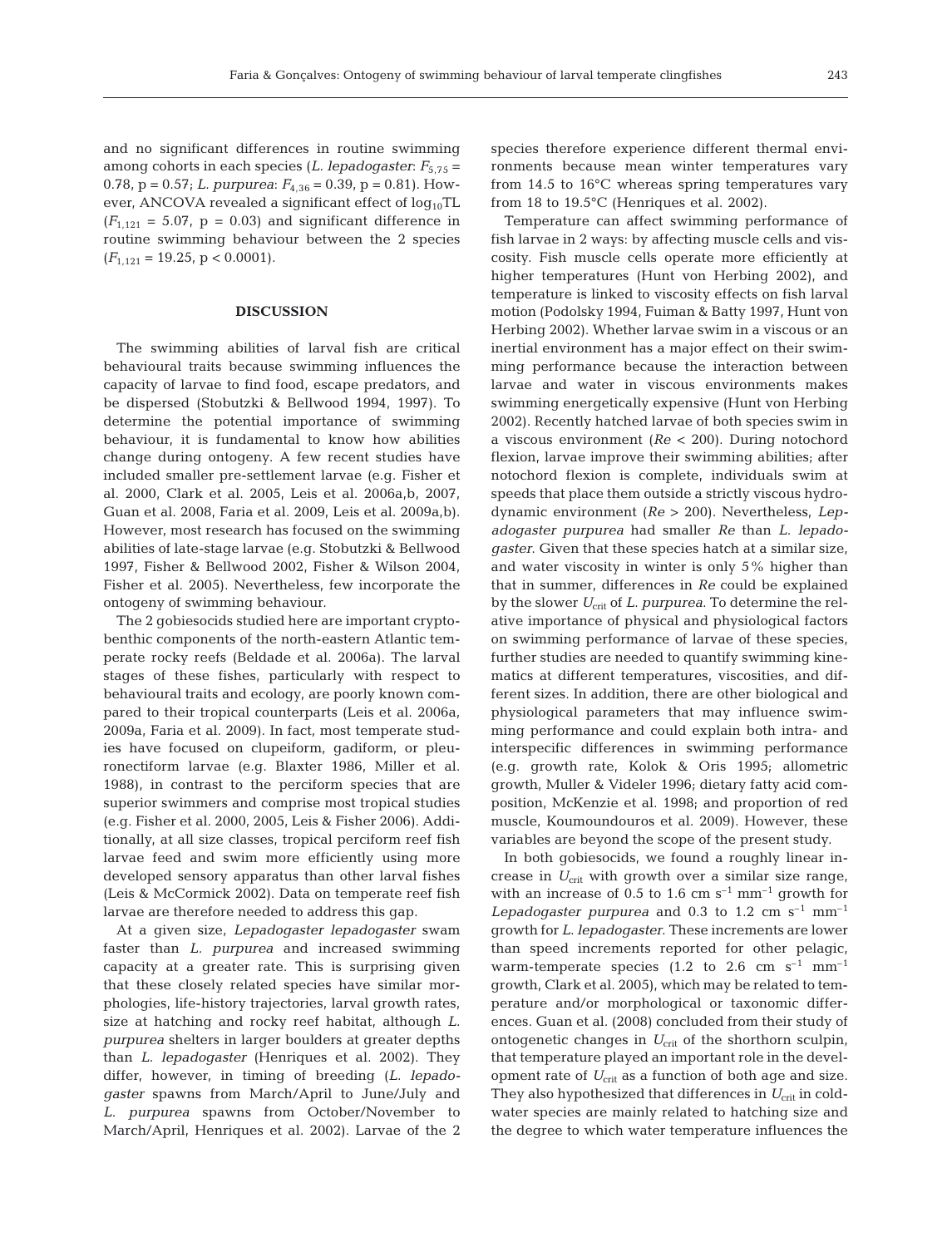and no significant differences in routine swimming among cohorts in each species (*L. lepadogaster*: $F_{5,75}$ = 0.78, p = 0.57; *L. purpurea*: $F_{4,36}$ = 0.39, p = 0.81). However, ANCOVA revealed a significant effect of $\log_{10}$TL ($F_{1,121}$ = 5.07, p = 0.03) and significant difference in routine swimming behaviour between the 2 species ($F_{1,121}$ = 19.25, p < 0.0001).

## DISCUSSION

The swimming abilities of larval fish are critical behavioural traits because swimming influences the capacity of larvae to find food, escape predators, and be dispersed (Stobutzki & Bellwood 1994, 1997). To determine the potential importance of swimming behaviour, it is fundamental to know how abilities change during ontogeny. A few recent studies have included smaller pre-settlement larvae (e.g. Fisher et al. 2000, Clark et al. 2005, Leis et al. 2006a,b, 2007, Guan et al. 2008, Faria et al. 2009, Leis et al. 2009a,b). However, most research has focused on the swimming abilities of late-stage larvae (e.g. Stobutzki & Bellwood 1997, Fisher & Bellwood 2002, Fisher & Wilson 2004, Fisher et al. 2005). Nevertheless, few incorporate the ontogeny of swimming behaviour.

The 2 gobiesocids studied here are important cryptobenthic components of the north-eastern Atlantic temperate rocky reefs (Beldade et al. 2006a). The larval stages of these fishes, particularly with respect to behavioural traits and ecology, are poorly known compared to their tropical counterparts (Leis et al. 2006a, 2009a, Faria et al. 2009). In fact, most temperate studies have focused on clupeiform, gadiform, or pleuronectiform larvae (e.g. Blaxter 1986, Miller et al. 1988), in contrast to the perciform species that are superior swimmers and comprise most tropical studies (e.g. Fisher et al. 2000, 2005, Leis & Fisher 2006). Additionally, at all size classes, tropical perciform reef fish larvae feed and swim more efficiently using more developed sensory apparatus than other larval fishes (Leis & McCormick 2002). Data on temperate reef fish larvae are therefore needed to address this gap.

At a given size, *Lepadogaster lepadogaster* swam faster than *L. purpurea* and increased swimming capacity at a greater rate. This is surprising given that these closely related species have similar morphologies, life-history trajectories, larval growth rates, size at hatching and rocky reef habitat, although *L. purpurea* shelters in larger boulders at greater depths than *L. lepadogaster* (Henriques et al. 2002). They differ, however, in timing of breeding (*L. lepadogaster* spawns from March/April to June/July and *L. purpurea* spawns from October/November to March/April, Henriques et al. 2002). Larvae of the 2 species therefore experience different thermal environments because mean winter temperatures vary from 14.5 to 16°C whereas spring temperatures vary from 18 to 19.5°C (Henriques et al. 2002).

Temperature can affect swimming performance of fish larvae in 2 ways: by affecting muscle cells and viscosity. Fish muscle cells operate more efficiently at higher temperatures (Hunt von Herbing 2002), and temperature is linked to viscosity effects on fish larval motion (Podolsky 1994, Fuiman & Batty 1997, Hunt von Herbing 2002). Whether larvae swim in a viscous or an inertial environment has a major effect on their swimming performance because the interaction between larvae and water in viscous environments makes swimming energetically expensive (Hunt von Herbing 2002). Recently hatched larvae of both species swim in a viscous environment (*Re* < 200). During notochord flexion, larvae improve their swimming abilities; after notochord flexion is complete, individuals swim at speeds that place them outside a strictly viscous hydrodynamic environment (*Re* > 200). Nevertheless, *Lepadogaster purpurea* had smaller *Re* than *L. lepadogaster*. Given that these species hatch at a similar size, and water viscosity in winter is only 5% higher than that in summer, differences in *Re* could be explained by the slower $U_{crit}$ of *L. purpurea*. To determine the relative importance of physical and physiological factors on swimming performance of larvae of these species, further studies are needed to quantify swimming kinematics at different temperatures, viscosities, and different sizes. In addition, there are other biological and physiological parameters that may influence swimming performance and could explain both intra- and interspecific differences in swimming performance (e.g. growth rate, Kolok & Oris 1995; allometric growth, Muller & Videler 1996; dietary fatty acid composition, McKenzie et al. 1998; and proportion of red muscle, Koumoundouros et al. 2009). However, these variables are beyond the scope of the present study.

In both gobiesocids, we found a roughly linear increase in $U_{crit}$ with growth over a similar size range, with an increase of 0.5 to 1.6 cm s$^{-1}$ mm$^{-1}$ growth for *Lepadogaster purpurea* and 0.3 to 1.2 cm s$^{-1}$ mm$^{-1}$ growth for *L. lepadogaster*. These increments are lower than speed increments reported for other pelagic, warm-temperate species (1.2 to 2.6 cm s$^{-1}$ mm$^{-1}$ growth, Clark et al. 2005), which may be related to temperature and/or morphological or taxonomic differences. Guan et al. (2008) concluded from their study of ontogenetic changes in $U_{crit}$ of the shorthorn sculpin, that temperature played an important role in the development rate of $U_{crit}$ as a function of both age and size. They also hypothesized that differences in $U_{crit}$ in cold-water species are mainly related to hatching size and the degree to which water temperature influences the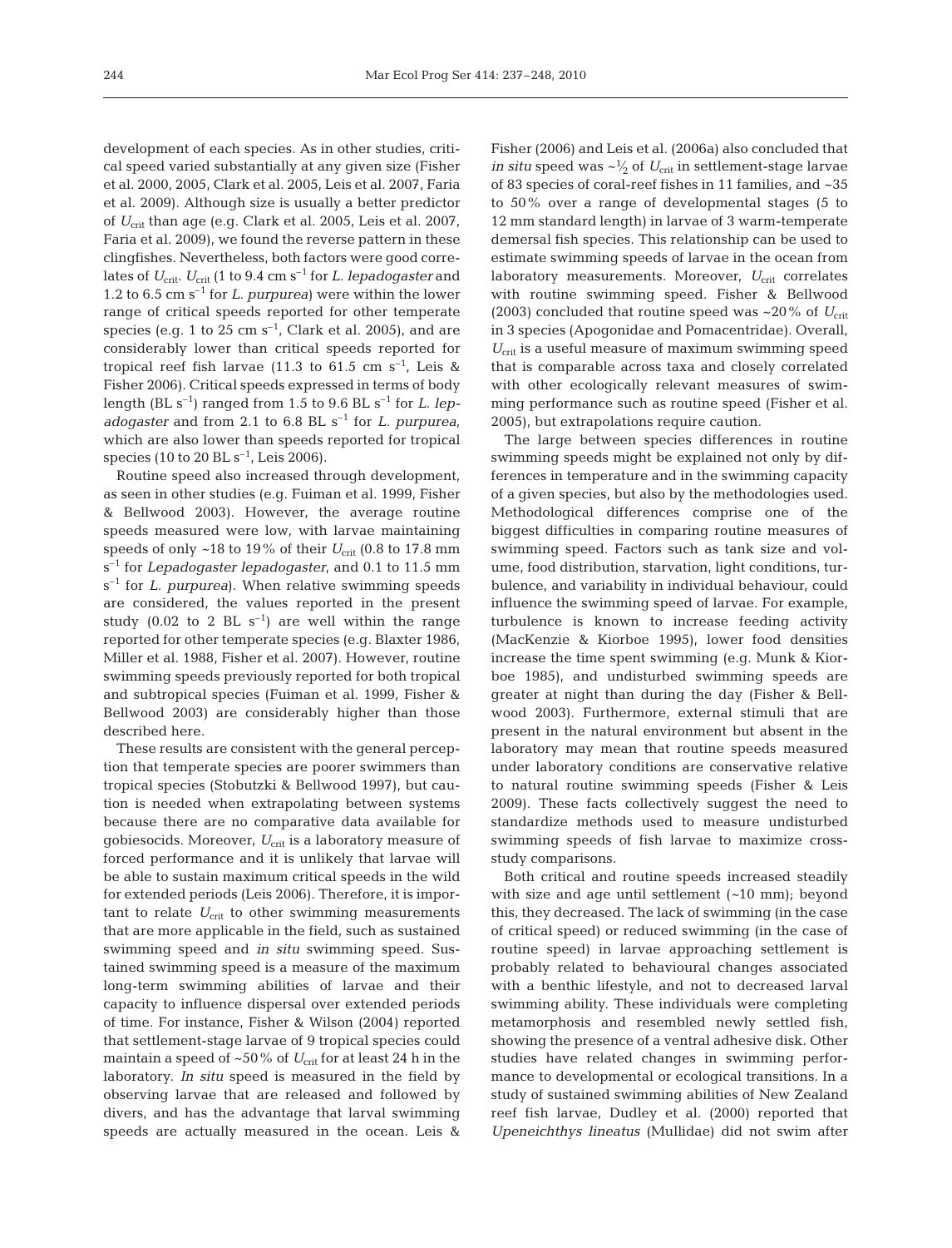development of each species. As in other studies, critical speed varied substantially at any given size (Fisher et al. 2000, 2005, Clark et al. 2005, Leis et al. 2007, Faria et al. 2009). Although size is usually a better predictor of $U_{crit}$ than age (e.g. Clark et al. 2005, Leis et al. 2007, Faria et al. 2009), we found the reverse pattern in these clingfishes. Nevertheless, both factors were good correlates of $U_{crit}$. $U_{crit}$ (1 to 9.4 cm $s^{-1}$ for *L. lepadogaster* and 1.2 to 6.5 cm $s^{-1}$ for *L. purpurea*) were within the lower range of critical speeds reported for other temperate species (e.g. 1 to 25 cm $s^{-1}$, Clark et al. 2005), and are considerably lower than critical speeds reported for tropical reef fish larvae (11.3 to 61.5 cm $s^{-1}$, Leis & Fisher 2006). Critical speeds expressed in terms of body length (BL $s^{-1}$) ranged from 1.5 to 9.6 BL $s^{-1}$ for *L. lepadogaster* and from 2.1 to 6.8 BL $s^{-1}$ for *L. purpurea*, which are also lower than speeds reported for tropical species (10 to 20 BL $s^{-1}$, Leis 2006).

Routine speed also increased through development, as seen in other studies (e.g. Fuiman et al. 1999, Fisher & Bellwood 2003). However, the average routine speeds measured were low, with larvae maintaining speeds of only ~18 to 19% of their $U_{crit}$ (0.8 to 17.8 mm $s^{-1}$ for *Lepadogaster lepadogaster*, and 0.1 to 11.5 mm $s^{-1}$ for *L. purpurea*). When relative swimming speeds are considered, the values reported in the present study (0.02 to 2 BL $s^{-1}$) are well within the range reported for other temperate species (e.g. Blaxter 1986, Miller et al. 1988, Fisher et al. 2007). However, routine swimming speeds previously reported for both tropical and subtropical species (Fuiman et al. 1999, Fisher & Bellwood 2003) are considerably higher than those described here.

These results are consistent with the general perception that temperate species are poorer swimmers than tropical species (Stobutzki & Bellwood 1997), but caution is needed when extrapolating between systems because there are no comparative data available for gobiesocids. Moreover, $U_{crit}$ is a laboratory measure of forced performance and it is unlikely that larvae will be able to sustain maximum critical speeds in the wild for extended periods (Leis 2006). Therefore, it is important to relate $U_{crit}$ to other swimming measurements that are more applicable in the field, such as sustained swimming speed and *in situ* swimming speed. Sustained swimming speed is a measure of the maximum long-term swimming abilities of larvae and their capacity to influence dispersal over extended periods of time. For instance, Fisher & Wilson (2004) reported that settlement-stage larvae of 9 tropical species could maintain a speed of ~50% of $U_{crit}$ for at least 24 h in the laboratory. *In situ* speed is measured in the field by observing larvae that are released and followed by divers, and has the advantage that larval swimming speeds are actually measured in the ocean. Leis & Fisher (2006) and Leis et al. (2006a) also concluded that *in situ* speed was ~$\frac{1}{2}$ of $U_{crit}$ in settlement-stage larvae of 83 species of coral-reef fishes in 11 families, and ~35 to 50% over a range of developmental stages (5 to 12 mm standard length) in larvae of 3 warm-temperate demersal fish species. This relationship can be used to estimate swimming speeds of larvae in the ocean from laboratory measurements. Moreover, $U_{crit}$ correlates with routine swimming speed. Fisher & Bellwood (2003) concluded that routine speed was ~20% of $U_{crit}$ in 3 species (Apogonidae and Pomacentridae). Overall, $U_{crit}$ is a useful measure of maximum swimming speed that is comparable across taxa and closely correlated with other ecologically relevant measures of swimming performance such as routine speed (Fisher et al. 2005), but extrapolations require caution.

The large between species differences in routine swimming speeds might be explained not only by differences in temperature and in the swimming capacity of a given species, but also by the methodologies used. Methodological differences comprise one of the biggest difficulties in comparing routine measures of swimming speed. Factors such as tank size and volume, food distribution, starvation, light conditions, turbulence, and variability in individual behaviour, could influence the swimming speed of larvae. For example, turbulence is known to increase feeding activity (MacKenzie & Kiorboe 1995), lower food densities increase the time spent swimming (e.g. Munk & Kiorboe 1985), and undisturbed swimming speeds are greater at night than during the day (Fisher & Bellwood 2003). Furthermore, external stimuli that are present in the natural environment but absent in the laboratory may mean that routine speeds measured under laboratory conditions are conservative relative to natural routine swimming speeds (Fisher & Leis 2009). These facts collectively suggest the need to standardize methods used to measure undisturbed swimming speeds of fish larvae to maximize cross-study comparisons.

Both critical and routine speeds increased steadily with size and age until settlement (~10 mm); beyond this, they decreased. The lack of swimming (in the case of critical speed) or reduced swimming (in the case of routine speed) in larvae approaching settlement is probably related to behavioural changes associated with a benthic lifestyle, and not to decreased larval swimming ability. These individuals were completing metamorphosis and resembled newly settled fish, showing the presence of a ventral adhesive disk. Other studies have related changes in swimming performance to developmental or ecological transitions. In a study of sustained swimming abilities of New Zealand reef fish larvae, Dudley et al. (2000) reported that *Upeneichthys lineatus* (Mullidae) did not swim after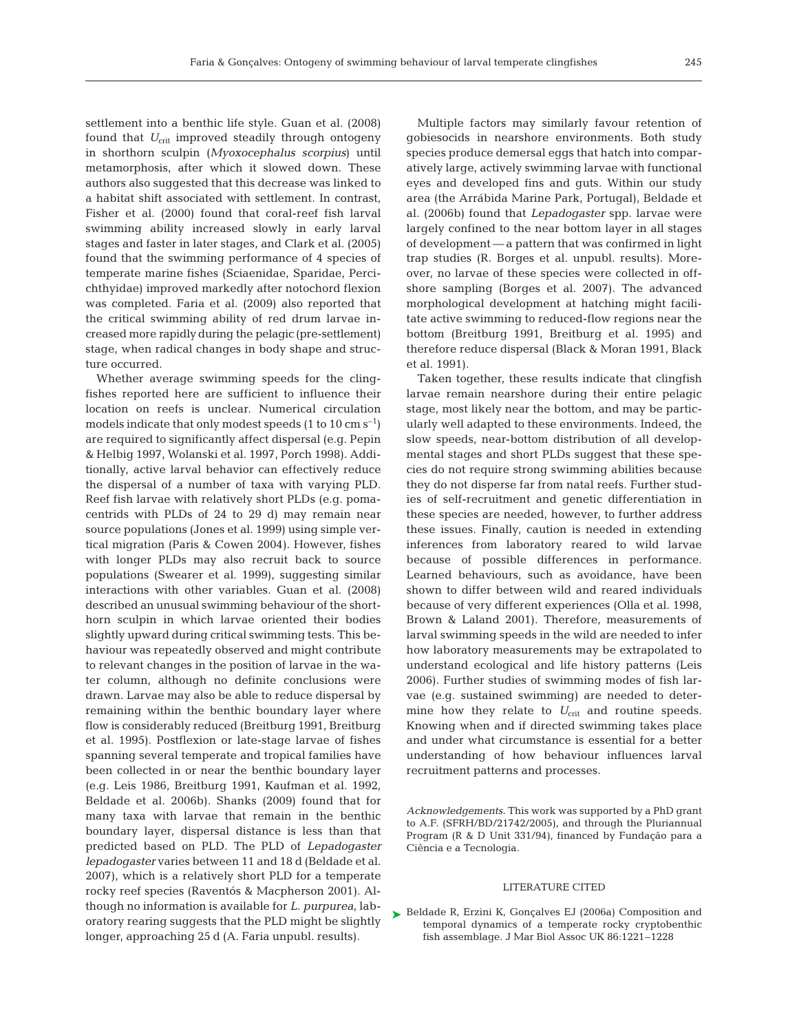settlement into a benthic life style. Guan et al. (2008) found that $U_{crit}$ improved steadily through ontogeny in shorthorn sculpin (*Myoxocephalus scorpius*) until metamorphosis, after which it slowed down. These authors also suggested that this decrease was linked to a habitat shift associated with settlement. In contrast, Fisher et al. (2000) found that coral-reef fish larval swimming ability increased slowly in early larval stages and faster in later stages, and Clark et al. (2005) found that the swimming performance of 4 species of temperate marine fishes (Sciaenidae, Sparidae, Percichthyidae) improved markedly after notochord flexion was completed. Faria et al. (2009) also reported that the critical swimming ability of red drum larvae increased more rapidly during the pelagic (pre-settlement) stage, when radical changes in body shape and structure occurred.

Whether average swimming speeds for the clingfishes reported here are sufficient to influence their location on reefs is unclear. Numerical circulation models indicate that only modest speeds (1 to 10 cm $s^{-1}$) are required to significantly affect dispersal (e.g. Pepin & Helbig 1997, Wolanski et al. 1997, Porch 1998). Additionally, active larval behavior can effectively reduce the dispersal of a number of taxa with varying PLD. Reef fish larvae with relatively short PLDs (e.g. pomacentrids with PLDs of 24 to 29 d) may remain near source populations (Jones et al. 1999) using simple vertical migration (Paris & Cowen 2004). However, fishes with longer PLDs may also recruit back to source populations (Swearer et al. 1999), suggesting similar interactions with other variables. Guan et al. (2008) described an unusual swimming behaviour of the shorthorn sculpin in which larvae oriented their bodies slightly upward during critical swimming tests. This behaviour was repeatedly observed and might contribute to relevant changes in the position of larvae in the water column, although no definite conclusions were drawn. Larvae may also be able to reduce dispersal by remaining within the benthic boundary layer where flow is considerably reduced (Breitburg 1991, Breitburg et al. 1995). Postflexion or late-stage larvae of fishes spanning several temperate and tropical families have been collected in or near the benthic boundary layer (e.g. Leis 1986, Breitburg 1991, Kaufman et al. 1992, Beldade et al. 2006b). Shanks (2009) found that for many taxa with larvae that remain in the benthic boundary layer, dispersal distance is less than that predicted based on PLD. The PLD of *Lepadogaster lepadogaster* varies between 11 and 18 d (Beldade et al. 2007), which is a relatively short PLD for a temperate rocky reef species (Raventós & Macpherson 2001). Although no information is available for *L. purpurea*, laboratory rearing suggests that the PLD might be slightly longer, approaching 25 d (A. Faria unpubl. results).

Multiple factors may similarly favour retention of gobiesocids in nearshore environments. Both study species produce demersal eggs that hatch into comparatively large, actively swimming larvae with functional eyes and developed fins and guts. Within our study area (the Arrábida Marine Park, Portugal), Beldade et al. (2006b) found that *Lepadogaster* spp. larvae were largely confined to the near bottom layer in all stages of development — a pattern that was confirmed in light trap studies (R. Borges et al. unpubl. results). Moreover, no larvae of these species were collected in offshore sampling (Borges et al. 2007). The advanced morphological development at hatching might facilitate active swimming to reduced-flow regions near the bottom (Breitburg 1991, Breitburg et al. 1995) and therefore reduce dispersal (Black & Moran 1991, Black et al. 1991).

Taken together, these results indicate that clingfish larvae remain nearshore during their entire pelagic stage, most likely near the bottom, and may be particularly well adapted to these environments. Indeed, the slow speeds, near-bottom distribution of all developmental stages and short PLDs suggest that these species do not require strong swimming abilities because they do not disperse far from natal reefs. Further studies of self-recruitment and genetic differentiation in these species are needed, however, to further address these issues. Finally, caution is needed in extending inferences from laboratory reared to wild larvae because of possible differences in performance. Learned behaviours, such as avoidance, have been shown to differ between wild and reared individuals because of very different experiences (Olla et al. 1998, Brown & Laland 2001). Therefore, measurements of larval swimming speeds in the wild are needed to infer how laboratory measurements may be extrapolated to understand ecological and life history patterns (Leis 2006). Further studies of swimming modes of fish larvae (e.g. sustained swimming) are needed to determine how they relate to $U_{crit}$ and routine speeds. Knowing when and if directed swimming takes place and under what circumstance is essential for a better understanding of how behaviour influences larval recruitment patterns and processes.

*Acknowledgements*. This work was supported by a PhD grant to A.F. (SFRH/BD/21742/2005), and through the Pluriannual Program (R & D Unit 331/94), financed by Fundação para a Ciência e a Tecnologia.

## LITERATURE CITED

- Beldade R, Erzini K, Gonçalves EJ (2006a) Composition and temporal dynamics of a temperate rocky cryptobenthic fish assemblage. J Mar Biol Assoc UK 86:1221–1228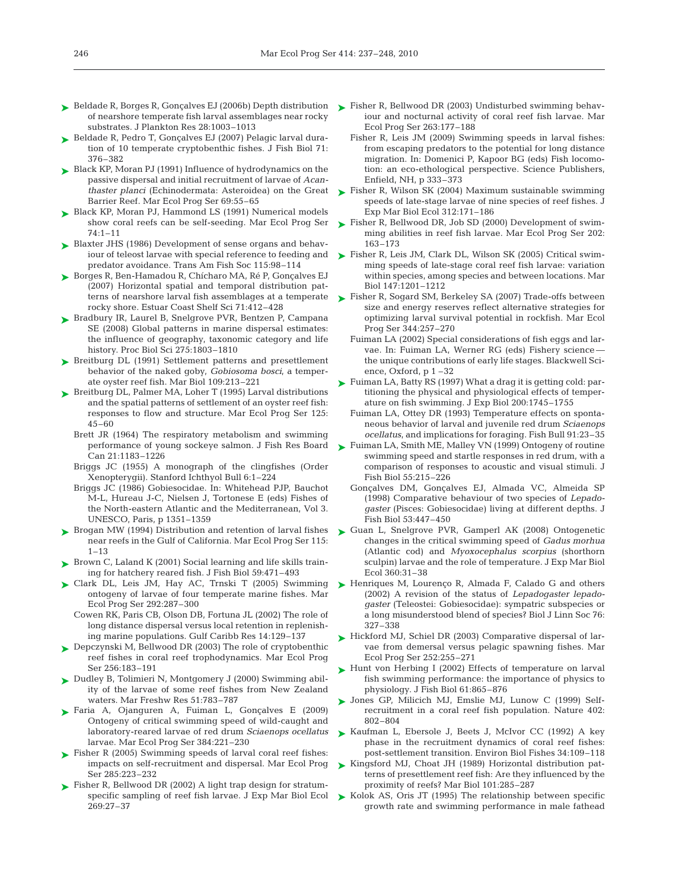Beldade R, Borges R, Gonçalves EJ (2006b) Depth distribution of nearshore temperate fish larval assemblages near rocky substrates. J Plankton Res 28:1003–1013

Beldade R, Pedro T, Gonçalves EJ (2007) Pelagic larval duration of 10 temperate cryptobenthic fishes. J Fish Biol 71: 376–382

Black KP, Moran PJ (1991) Influence of hydrodynamics on the passive dispersal and initial recruitment of larvae of *Acanthaster planci* (Echinodermata: Asteroidea) on the Great Barrier Reef. Mar Ecol Prog Ser 69:55–65

Black KP, Moran PJ, Hammond LS (1991) Numerical models show coral reefs can be self-seeding. Mar Ecol Prog Ser 74:1–11

Blaxter JHS (1986) Development of sense organs and behaviour of teleost larvae with special reference to feeding and predator avoidance. Trans Am Fish Soc 115:98–114

Borges R, Ben-Hamadou R, Chícharo MA, Ré P, Gonçalves EJ (2007) Horizontal spatial and temporal distribution patterns of nearshore larval fish assemblages at a temperate rocky shore. Estuar Coast Shelf Sci 71:412–428

Bradbury IR, Laurel B, Snelgrove PVR, Bentzen P, Campana SE (2008) Global patterns in marine dispersal estimates: the influence of geography, taxonomic category and life history. Proc Biol Sci 275:1803–1810

Breitburg DL (1991) Settlement patterns and presettlement behavior of the naked goby, *Gobiosoma bosci*, a temperate oyster reef fish. Mar Biol 109:213–221

Breitburg DL, Palmer MA, Loher T (1995) Larval distributions and the spatial patterns of settlement of an oyster reef fish: responses to flow and structure. Mar Ecol Prog Ser 125: 45–60

Brett JR (1964) The respiratory metabolism and swimming performance of young sockeye salmon. J Fish Res Board Can 21:1183–1226

Briggs JC (1955) A monograph of the clingfishes (Order Xenopterygii). Stanford Ichthyol Bull 6:1–224

Briggs JC (1986) Gobiesocidae. In: Whitehead PJP, Bauchot M-L, Hureau J-C, Nielsen J, Tortonese E (eds) Fishes of the North-eastern Atlantic and the Mediterranean, Vol 3. UNESCO, Paris, p 1351–1359

Brogan MW (1994) Distribution and retention of larval fishes near reefs in the Gulf of California. Mar Ecol Prog Ser 115: 1–13

Brown C, Laland K (2001) Social learning and life skills training for hatchery reared fish. J Fish Biol 59:471–493

Clark DL, Leis JM, Hay AC, Trnski T (2005) Swimming ontogeny of larvae of four temperate marine fishes. Mar Ecol Prog Ser 292:287–300

Cowen RK, Paris CB, Olson DB, Fortuna JL (2002) The role of long distance dispersal versus local retention in replenishing marine populations. Gulf Caribb Res 14:129–137

Depczynski M, Bellwood DR (2003) The role of cryptobenthic reef fishes in coral reef trophodynamics. Mar Ecol Prog Ser 256:183–191

Dudley B, Tolimieri N, Montgomery J (2000) Swimming ability of the larvae of some reef fishes from New Zealand waters. Mar Freshw Res 51:783–787

Faria A, Ojanguren A, Fuiman L, Gonçalves E (2009) Ontogeny of critical swimming speed of wild-caught and laboratory-reared larvae of red drum *Sciaenops ocellatus* larvae. Mar Ecol Prog Ser 384:221–230

Fisher R (2005) Swimming speeds of larval coral reef fishes: impacts on self-recruitment and dispersal. Mar Ecol Prog Ser 285:223–232

Fisher R, Bellwood DR (2002) A light trap design for stratum-specific sampling of reef fish larvae. J Exp Mar Biol Ecol 269:27–37

Fisher R, Bellwood DR (2003) Undisturbed swimming behaviour and nocturnal activity of coral reef fish larvae. Mar Ecol Prog Ser 263:177–188

Fisher R, Leis JM (2009) Swimming speeds in larval fishes: from escaping predators to the potential for long distance migration. In: Domenici P, Kapoor BG (eds) Fish locomotion: an eco-ethological perspective. Science Publishers, Enfield, NH, p 333–373

Fisher R, Wilson SK (2004) Maximum sustainable swimming speeds of late-stage larvae of nine species of reef fishes. J Exp Mar Biol Ecol 312:171–186

Fisher R, Bellwood DR, Job SD (2000) Development of swimming abilities in reef fish larvae. Mar Ecol Prog Ser 202: 163–173

Fisher R, Leis JM, Clark DL, Wilson SK (2005) Critical swimming speeds of late-stage coral reef fish larvae: variation within species, among species and between locations. Mar Biol 147:1201–1212

Fisher R, Sogard SM, Berkeley SA (2007) Trade-offs between size and energy reserves reflect alternative strategies for optimizing larval survival potential in rockfish. Mar Ecol Prog Ser 344:257–270

Fuiman LA (2002) Special considerations of fish eggs and larvae. In: Fuiman LA, Werner RG (eds) Fishery science — the unique contributions of early life stages. Blackwell Science, Oxford, p 1 –32

Fuiman LA, Batty RS (1997) What a drag it is getting cold: partitioning the physical and physiological effects of temperature on fish swimming. J Exp Biol 200:1745–1755

Fuiman LA, Ottey DR (1993) Temperature effects on spontaneous behavior of larval and juvenile red drum *Sciaenops ocellatus*, and implications for foraging. Fish Bull 91:23–35

Fuiman LA, Smith ME, Malley VN (1999) Ontogeny of routine swimming speed and startle responses in red drum, with a comparison of responses to acoustic and visual stimuli. J Fish Biol 55:215–226

Gonçalves DM, Gonçalves EJ, Almada VC, Almeida SP (1998) Comparative behaviour of two species of *Lepadogaster* (Pisces: Gobiesocidae) living at different depths. J Fish Biol 53:447–450

Guan L, Snelgrove PVR, Gamperl AK (2008) Ontogenetic changes in the critical swimming speed of *Gadus morhua* (Atlantic cod) and *Myoxocephalus scorpius* (shorthorn sculpin) larvae and the role of temperature. J Exp Mar Biol Ecol 360:31–38

Henriques M, Lourenço R, Almada F, Calado G and others (2002) A revision of the status of *Lepadogaster lepadogaster* (Teleostei: Gobiesocidae): sympatric subspecies or a long misunderstood blend of species? Biol J Linn Soc 76: 327–338

Hickford MJ, Schiel DR (2003) Comparative dispersal of larvae from demersal versus pelagic spawning fishes. Mar Ecol Prog Ser 252:255–271

Hunt von Herbing I (2002) Effects of temperature on larval fish swimming performance: the importance of physics to physiology. J Fish Biol 61:865–876

Jones GP, Milicich MJ, Emslie MJ, Lunow C (1999) Self-recruitment in a coral reef fish population. Nature 402: 802–804

Kaufman L, Ebersole J, Beets J, McIvor CC (1992) A key phase in the recruitment dynamics of coral reef fishes: post-settlement transition. Environ Biol Fishes 34:109–118

Kingsford MJ, Choat JH (1989) Horizontal distribution patterns of presettlement reef fish: Are they influenced by the proximity of reefs? Mar Biol 101:285–287

Kolok AS, Oris JT (1995) The relationship between specific growth rate and swimming performance in male fathead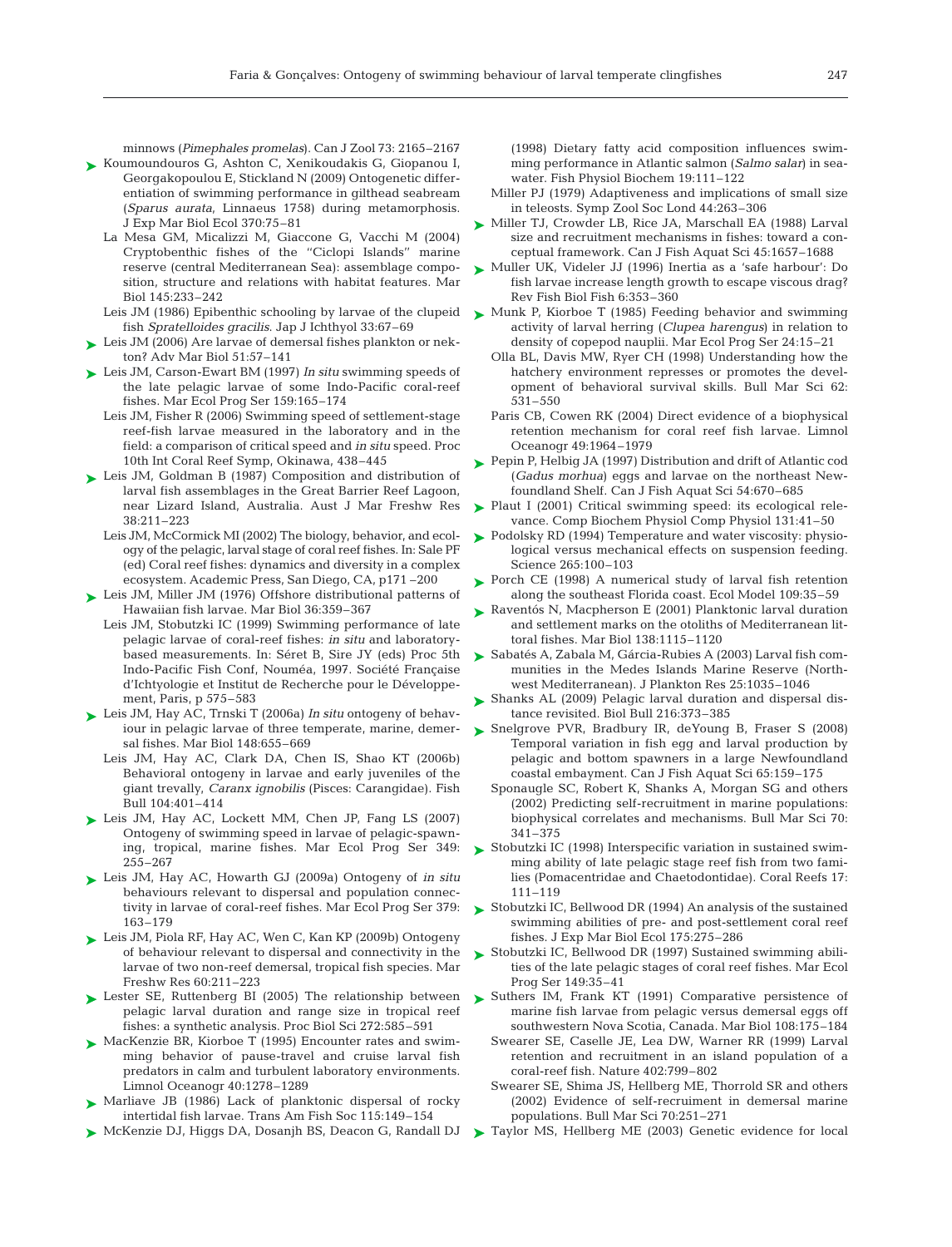minnows (*Pimephales promelas*). Can J Zool 73: 2165–2167

Koumoundouros G, Ashton C, Xenikoudakis G, Giopanou I, Georgakopoulou E, Stickland N (2009) Ontogenetic differentiation of swimming performance in gilthead seabream (*Sparus aurata*, Linnaeus 1758) during metamorphosis. J Exp Mar Biol Ecol 370:75–81

La Mesa GM, Micalizzi M, Giaccone G, Vacchi M (2004) Cryptobenthic fishes of the "Ciclopi Islands" marine reserve (central Mediterranean Sea): assemblage composition, structure and relations with habitat features. Mar Biol 145:233–242

Leis JM (1986) Epibenthic schooling by larvae of the clupeid fish *Spratelloides gracilis*. Jap J Ichthyol 33:67–69

Leis JM (2006) Are larvae of demersal fishes plankton or nekton? Adv Mar Biol 51:57–141

Leis JM, Carson-Ewart BM (1997) *In situ* swimming speeds of the late pelagic larvae of some Indo-Pacific coral-reef fishes. Mar Ecol Prog Ser 159:165–174

Leis JM, Fisher R (2006) Swimming speed of settlement-stage reef-fish larvae measured in the laboratory and in the field: a comparison of critical speed and *in situ* speed. Proc 10th Int Coral Reef Symp, Okinawa, 438–445

Leis JM, Goldman B (1987) Composition and distribution of larval fish assemblages in the Great Barrier Reef Lagoon, near Lizard Island, Australia. Aust J Mar Freshw Res 38:211–223

Leis JM, McCormick MI (2002) The biology, behavior, and ecology of the pelagic, larval stage of coral reef fishes. In: Sale PF (ed) Coral reef fishes: dynamics and diversity in a complex ecosystem. Academic Press, San Diego, CA, p171 –200

Leis JM, Miller JM (1976) Offshore distributional patterns of Hawaiian fish larvae. Mar Biol 36:359–367

Leis JM, Stobutzki IC (1999) Swimming performance of late pelagic larvae of coral-reef fishes: *in situ* and laboratory-based measurements. In: Séret B, Sire JY (eds) Proc 5th Indo-Pacific Fish Conf, Nouméa, 1997. Société Française d'Ichtyologie et Institut de Recherche pour le Développement, Paris, p 575–583

Leis JM, Hay AC, Trnski T (2006a) *In situ* ontogeny of behaviour in pelagic larvae of three temperate, marine, demersal fishes. Mar Biol 148:655–669

Leis JM, Hay AC, Clark DA, Chen IS, Shao KT (2006b) Behavioral ontogeny in larvae and early juveniles of the giant trevally, *Caranx ignobilis* (Pisces: Carangidae). Fish Bull 104:401–414

Leis JM, Hay AC, Lockett MM, Chen JP, Fang LS (2007) Ontogeny of swimming speed in larvae of pelagic-spawning, tropical, marine fishes. Mar Ecol Prog Ser 349: 255–267

Leis JM, Hay AC, Howarth GJ (2009a) Ontogeny of *in situ* behaviours relevant to dispersal and population connectivity in larvae of coral-reef fishes. Mar Ecol Prog Ser 379: 163–179

Leis JM, Piola RF, Hay AC, Wen C, Kan KP (2009b) Ontogeny of behaviour relevant to dispersal and connectivity in the larvae of two non-reef demersal, tropical fish species. Mar Freshw Res 60:211–223

Lester SE, Ruttenberg BI (2005) The relationship between pelagic larval duration and range size in tropical reef fishes: a synthetic analysis. Proc Biol Sci 272:585–591

MacKenzie BR, Kiorboe T (1995) Encounter rates and swimming behavior of pause-travel and cruise larval fish predators in calm and turbulent laboratory environments. Limnol Oceanogr 40:1278–1289

Marliave JB (1986) Lack of planktonic dispersal of rocky intertidal fish larvae. Trans Am Fish Soc 115:149–154

McKenzie DJ, Higgs DA, Dosanjh BS, Deacon G, Randall DJ (1998) Dietary fatty acid composition influences swimming performance in Atlantic salmon (*Salmo salar*) in seawater. Fish Physiol Biochem 19:111–122

Miller PJ (1979) Adaptiveness and implications of small size in teleosts. Symp Zool Soc Lond 44:263–306

Miller TJ, Crowder LB, Rice JA, Marschall EA (1988) Larval size and recruitment mechanisms in fishes: toward a conceptual framework. Can J Fish Aquat Sci 45:1657–1688

Muller UK, Videler JJ (1996) Inertia as a 'safe harbour': Do fish larvae increase length growth to escape viscous drag? Rev Fish Biol Fish 6:353–360

Munk P, Kiorboe T (1985) Feeding behavior and swimming activity of larval herring (*Clupea harengus*) in relation to density of copepod nauplii. Mar Ecol Prog Ser 24:15–21

Olla BL, Davis MW, Ryer CH (1998) Understanding how the hatchery environment represses or promotes the development of behavioral survival skills. Bull Mar Sci 62: 531–550

Paris CB, Cowen RK (2004) Direct evidence of a biophysical retention mechanism for coral reef fish larvae. Limnol Oceanogr 49:1964–1979

Pepin P, Helbig JA (1997) Distribution and drift of Atlantic cod (*Gadus morhua*) eggs and larvae on the northeast Newfoundland Shelf. Can J Fish Aquat Sci 54:670–685

Plaut I (2001) Critical swimming speed: its ecological relevance. Comp Biochem Physiol Comp Physiol 131:41–50

Podolsky RD (1994) Temperature and water viscosity: physiological versus mechanical effects on suspension feeding. Science 265:100–103

Porch CE (1998) A numerical study of larval fish retention along the southeast Florida coast. Ecol Model 109:35–59

Raventós N, Macpherson E (2001) Planktonic larval duration and settlement marks on the otoliths of Mediterranean littoral fishes. Mar Biol 138:1115–1120

Sabatés A, Zabala M, Gárcia-Rubies A (2003) Larval fish communities in the Medes Islands Marine Reserve (Northwest Mediterranean). J Plankton Res 25:1035–1046

Shanks AL (2009) Pelagic larval duration and dispersal distance revisited. Biol Bull 216:373–385

Snelgrove PVR, Bradbury IR, deYoung B, Fraser S (2008) Temporal variation in fish egg and larval production by pelagic and bottom spawners in a large Newfoundland coastal embayment. Can J Fish Aquat Sci 65:159–175

Sponaugle SC, Robert K, Shanks A, Morgan SG and others (2002) Predicting self-recruitment in marine populations: biophysical correlates and mechanisms. Bull Mar Sci 70: 341–375

Stobutzki IC (1998) Interspecific variation in sustained swimming ability of late pelagic stage reef fish from two families (Pomacentridae and Chaetodontidae). Coral Reefs 17: 111–119

Stobutzki IC, Bellwood DR (1994) An analysis of the sustained swimming abilities of pre- and post-settlement coral reef fishes. J Exp Mar Biol Ecol 175:275–286

Stobutzki IC, Bellwood DR (1997) Sustained swimming abilities of the late pelagic stages of coral reef fishes. Mar Ecol Prog Ser 149:35–41

Suthers IM, Frank KT (1991) Comparative persistence of marine fish larvae from pelagic versus demersal eggs off southwestern Nova Scotia, Canada. Mar Biol 108:175–184

Swearer SE, Caselle JE, Lea DW, Warner RR (1999) Larval retention and recruitment in an island population of a coral-reef fish. Nature 402:799–802

Swearer SE, Shima JS, Hellberg ME, Thorrold SR and others (2002) Evidence of self-recruiment in demersal marine populations. Bull Mar Sci 70:251–271

Taylor MS, Hellberg ME (2003) Genetic evidence for local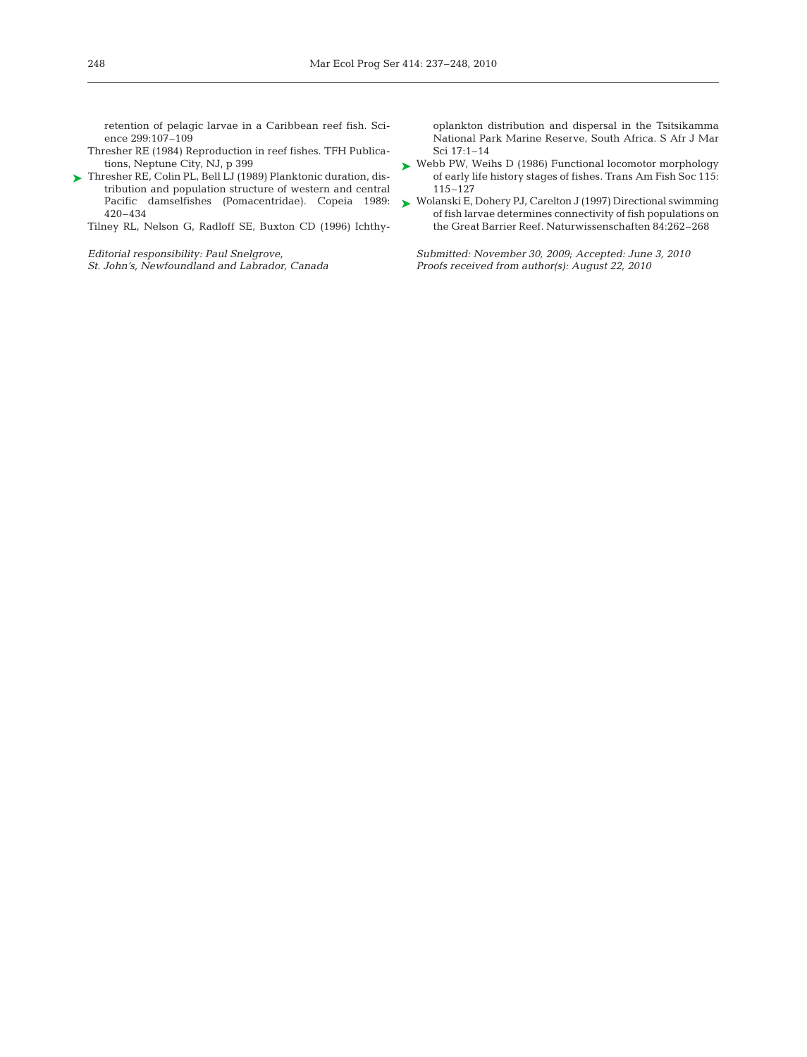retention of pelagic larvae in a Caribbean reef fish. Science 299:107–109

Thresher RE (1984) Reproduction in reef fishes. TFH Publications, Neptune City, NJ, p 399

Thresher RE, Colin PL, Bell LJ (1989) Planktonic duration, distribution and population structure of western and central Pacific damselfishes (Pomacentridae). Copeia 1989: 420–434

Tilney RL, Nelson G, Radloff SE, Buxton CD (1996) Ichthyoplankton distribution and dispersal in the Tsitsikamma National Park Marine Reserve, South Africa. S Afr J Mar Sci 17:1–14

Webb PW, Weihs D (1986) Functional locomotor morphology of early life history stages of fishes. Trans Am Fish Soc 115: 115–127

Wolanski E, Dohery PJ, Carelton J (1997) Directional swimming of fish larvae determines connectivity of fish populations on the Great Barrier Reef. Naturwissenschaften 84:262–268

*Editorial responsibility: Paul Snelgrove, St. John's, Newfoundland and Labrador, Canada*

*Submitted: November 30, 2009; Accepted: June 3, 2010*
*Proofs received from author(s): August 22, 2010*